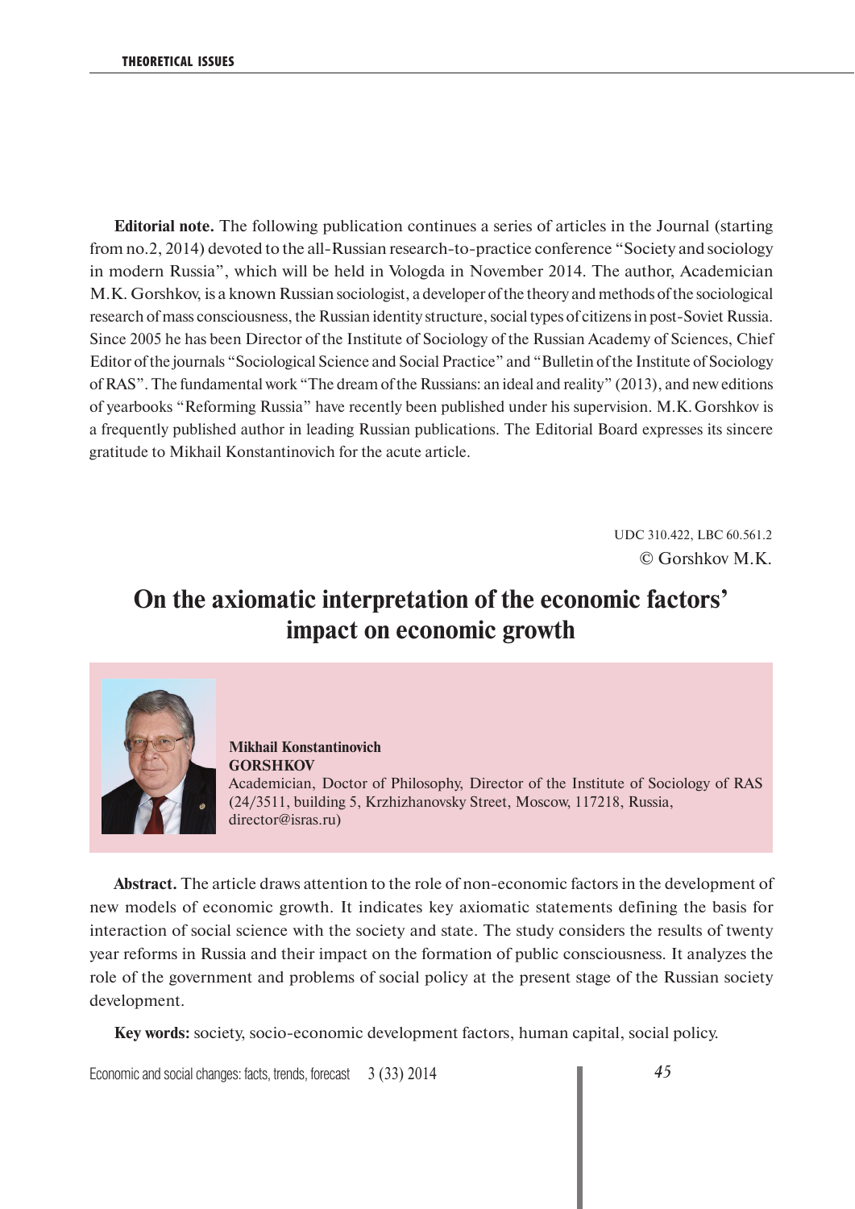**Editorial note.** The following publication continues a series of articles in the Journal (starting from no.2, 2014) devoted to the all-Russian research-to-practice conference "Society and sociology in modern Russia", which will be held in Vologda in November 2014. The author, Academician M.K. Gorshkov, is a known Russian sociologist, a developer of the theory and methods of the sociological research of mass consciousness, the Russian identity structure, social types of citizens in post-Soviet Russia. Since 2005 he has been Director of the Institute of Sociology of the Russian Academy of Sciences, Chief Editor of the journals "Sociological Science and Social Practice" and "Bulletin of the Institute of Sociology of RAS". The fundamental work "The dream of the Russians: an ideal and reality" (2013), and new editions of yearbooks "Reforming Russia" have recently been published under his supervision. M.K. Gorshkov is a frequently published author in leading Russian publications. The Editorial Board expresses its sincere gratitude to Mikhail Konstantinovich for the acute article.

UDC 310.422, LBC 60.561.2

© Gorshkov M.K.

# On the axiomatic interpretation of the economic factors' impact on economic growth

**Mikhail Konstantinovich GORSHKOV**
Academician, Doctor of Philosophy, Director of the Institute of Sociology of RAS (24/3511, building 5, Krzhizhanovsky Street, Moscow, 117218, Russia, director@isras.ru)

**Abstract.** The article draws attention to the role of non-economic factors in the development of new models of economic growth. It indicates key axiomatic statements defining the basis for interaction of social science with the society and state. The study considers the results of twenty year reforms in Russia and their impact on the formation of public consciousness. It analyzes the role of the government and problems of social policy at the present stage of the Russian society development.

**Key words:** society, socio-economic development factors, human capital, social policy.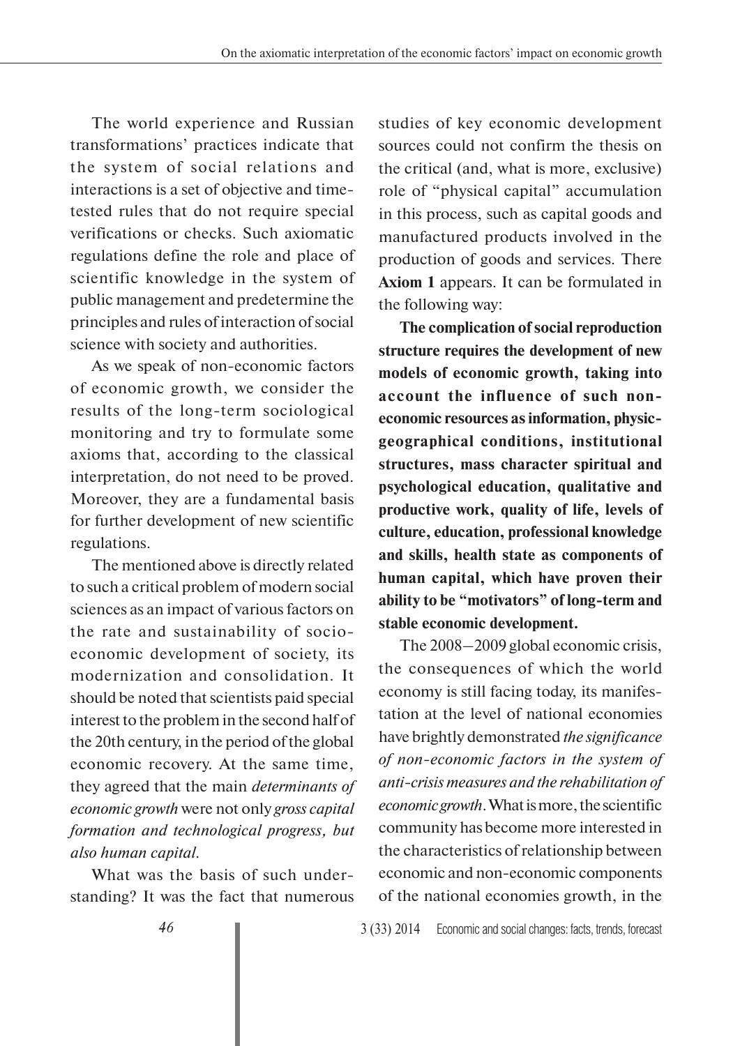The world experience and Russian transformations' practices indicate that the system of social relations and interactions is a set of objective and time-tested rules that do not require special verifications or checks. Such axiomatic regulations define the role and place of scientific knowledge in the system of public management and predetermine the principles and rules of interaction of social science with society and authorities.

As we speak of non-economic factors of economic growth, we consider the results of the long-term sociological monitoring and try to formulate some axioms that, according to the classical interpretation, do not need to be proved. Moreover, they are a fundamental basis for further development of new scientific regulations.

The mentioned above is directly related to such a critical problem of modern social sciences as an impact of various factors on the rate and sustainability of socio-economic development of society, its modernization and consolidation. It should be noted that scientists paid special interest to the problem in the second half of the 20th century, in the period of the global economic recovery. At the same time, they agreed that the main *determinants of economic growth* were not only *gross capital formation and technological progress, but also human capital.*

What was the basis of such understanding? It was the fact that numerous studies of key economic development sources could not confirm the thesis on the critical (and, what is more, exclusive) role of "physical capital" accumulation in this process, such as capital goods and manufactured products involved in the production of goods and services. There **Axiom 1** appears. It can be formulated in the following way:

**The complication of social reproduction structure requires the development of new models of economic growth, taking into account the influence of such non-economic resources as information, physic-geographical conditions, institutional structures, mass character spiritual and psychological education, qualitative and productive work, quality of life, levels of culture, education, professional knowledge and skills, health state as components of human capital, which have proven their ability to be "motivators" of long-term and stable economic development.**

The 2008–2009 global economic crisis, the consequences of which the world economy is still facing today, its manifestation at the level of national economies have brightly demonstrated *the significance of non-economic factors in the system of anti-crisis measures and the rehabilitation of economic growth*. What is more, the scientific community has become more interested in the characteristics of relationship between economic and non-economic components of the national economies growth, in the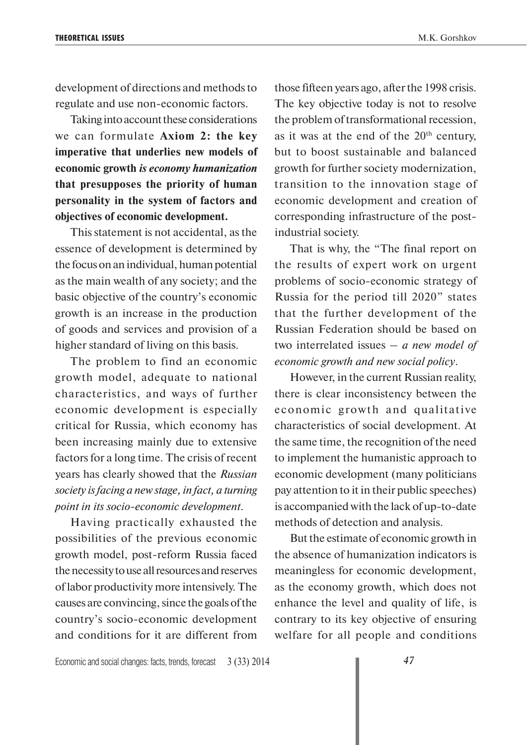development of directions and methods to regulate and use non-economic factors.

Taking into account these considerations we can formulate **Axiom 2: the key imperative that underlies new models of economic growth *is economy humanization* that presupposes the priority of human personality in the system of factors and objectives of economic development.**

This statement is not accidental, as the essence of development is determined by the focus on an individual, human potential as the main wealth of any society; and the basic objective of the country's economic growth is an increase in the production of goods and services and provision of a higher standard of living on this basis.

The problem to find an economic growth model, adequate to national characteristics, and ways of further economic development is especially critical for Russia, which economy has been increasing mainly due to extensive factors for a long time. The crisis of recent years has clearly showed that the *Russian society is facing a new stage, in fact, a turning point in its socio-economic development*.

Having practically exhausted the possibilities of the previous economic growth model, post-reform Russia faced the necessity to use all resources and reserves of labor productivity more intensively. The causes are convincing, since the goals of the country's socio-economic development and conditions for it are different from those fifteen years ago, after the 1998 crisis. The key objective today is not to resolve the problem of transformational recession, as it was at the end of the 20th century, but to boost sustainable and balanced growth for further society modernization, transition to the innovation stage of economic development and creation of corresponding infrastructure of the post-industrial society.

That is why, the "The final report on the results of expert work on urgent problems of socio-economic strategy of Russia for the period till 2020" states that the further development of the Russian Federation should be based on two interrelated issues – *a new model of economic growth and new social policy*.

However, in the current Russian reality, there is clear inconsistency between the economic growth and qualitative characteristics of social development. At the same time, the recognition of the need to implement the humanistic approach to economic development (many politicians pay attention to it in their public speeches) is accompanied with the lack of up-to-date methods of detection and analysis.

But the estimate of economic growth in the absence of humanization indicators is meaningless for economic development, as the economy growth, which does not enhance the level and quality of life, is contrary to its key objective of ensuring welfare for all people and conditions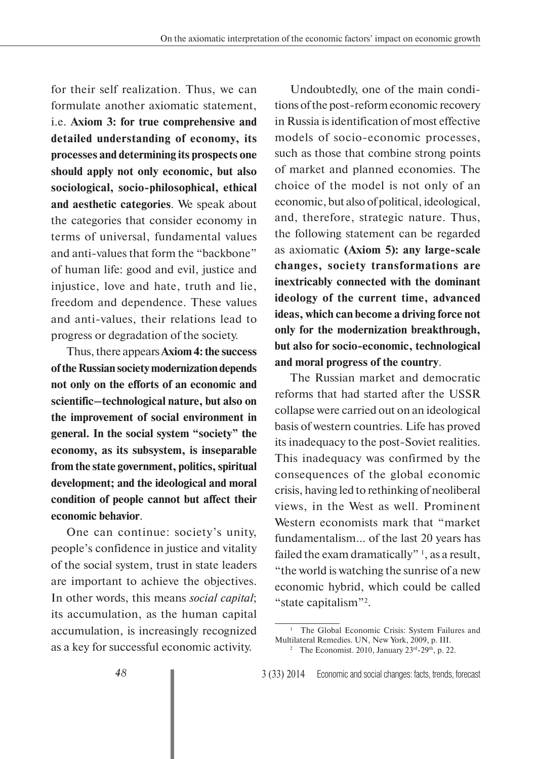for their self realization. Thus, we can formulate another axiomatic statement, i.e. **Axiom 3: for true comprehensive and detailed understanding of economy, its processes and determining its prospects one should apply not only economic, but also sociological, socio-philosophical, ethical and aesthetic categories**. We speak about the categories that consider economy in terms of universal, fundamental values and anti-values that form the "backbone" of human life: good and evil, justice and injustice, love and hate, truth and lie, freedom and dependence. These values and anti-values, their relations lead to progress or degradation of the society.

Thus, there appears **Axiom 4: the success of the Russian society modernization depends not only on the efforts of an economic and scientific–technological nature, but also on the improvement of social environment in general. In the social system "society" the economy, as its subsystem, is inseparable from the state government, politics, spiritual development; and the ideological and moral condition of people cannot but affect their economic behavior**.

One can continue: society's unity, people's confidence in justice and vitality of the social system, trust in state leaders are important to achieve the objectives. In other words, this means *social capital*; its accumulation, as the human capital accumulation, is increasingly recognized as a key for successful economic activity.

Undoubtedly, one of the main conditions of the post-reform economic recovery in Russia is identification of most effective models of socio-economic processes, such as those that combine strong points of market and planned economies. The choice of the model is not only of an economic, but also of political, ideological, and, therefore, strategic nature. Thus, the following statement can be regarded as axiomatic **(Axiom 5): any large-scale changes, society transformations are inextricably connected with the dominant ideology of the current time, advanced ideas, which can become a driving force not only for the modernization breakthrough, but also for socio-economic, technological and moral progress of the country**.

The Russian market and democratic reforms that had started after the USSR collapse were carried out on an ideological basis of western countries. Life has proved its inadequacy to the post-Soviet realities. This inadequacy was confirmed by the consequences of the global economic crisis, having led to rethinking of neoliberal views, in the West as well. Prominent Western economists mark that "market fundamentalism... of the last 20 years has failed the exam dramatically" [1], as a result, "the world is watching the sunrise of a new economic hybrid, which could be called "state capitalism"[2].

---

[1] The Global Economic Crisis: System Failures and Multilateral Remedies. UN, New York, 2009, p. III.

[2] The Economist. 2010, January 23rd-29th, p. 22.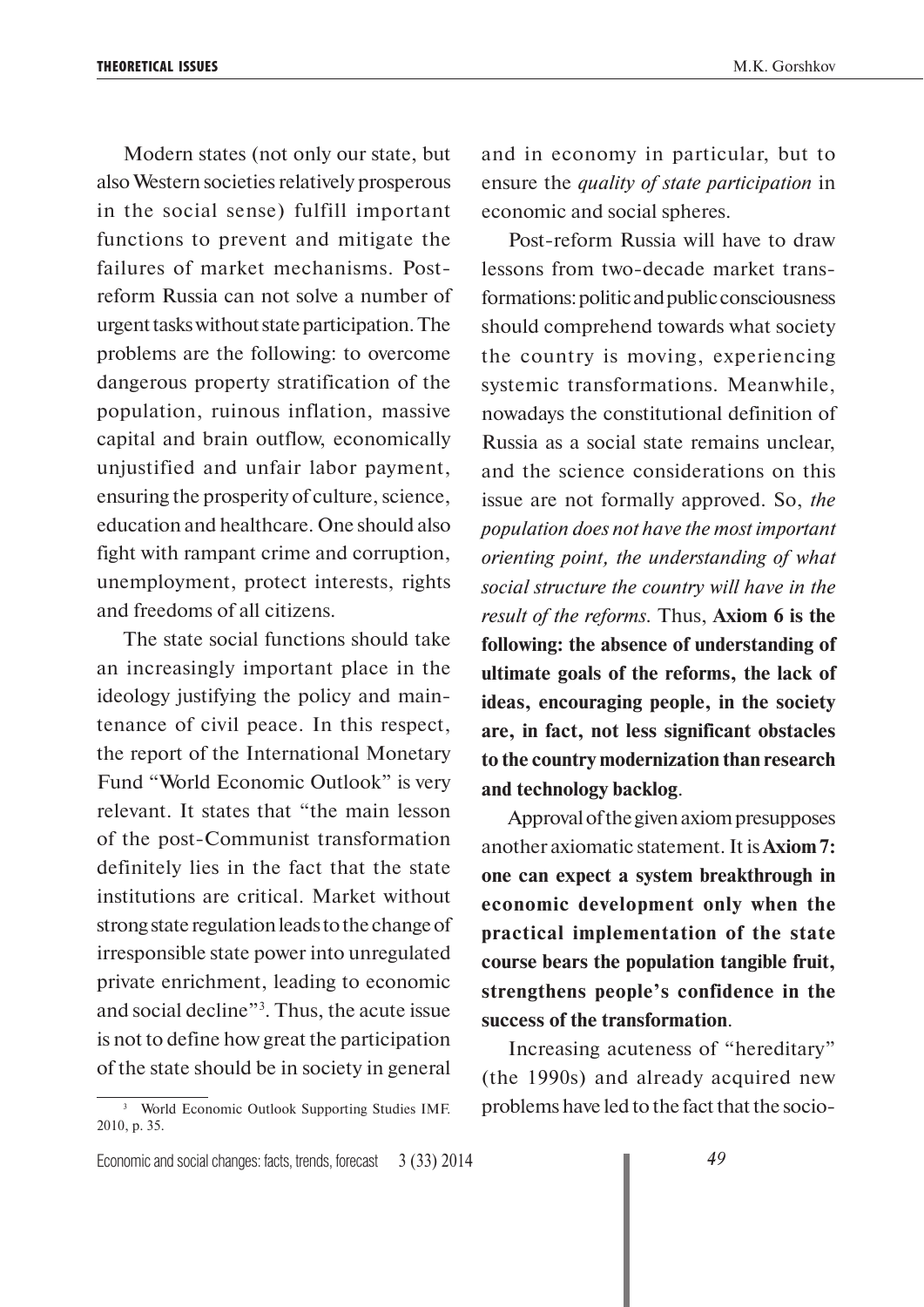Modern states (not only our state, but also Western societies relatively prosperous in the social sense) fulfill important functions to prevent and mitigate the failures of market mechanisms. Post-reform Russia can not solve a number of urgent tasks without state participation. The problems are the following: to overcome dangerous property stratification of the population, ruinous inflation, massive capital and brain outflow, economically unjustified and unfair labor payment, ensuring the prosperity of culture, science, education and healthcare. One should also fight with rampant crime and corruption, unemployment, protect interests, rights and freedoms of all citizens.

The state social functions should take an increasingly important place in the ideology justifying the policy and maintenance of civil peace. In this respect, the report of the International Monetary Fund "World Economic Outlook" is very relevant. It states that "the main lesson of the post-Communist transformation definitely lies in the fact that the state institutions are critical. Market without strong state regulation leads to the change of irresponsible state power into unregulated private enrichment, leading to economic and social decline"[3]. Thus, the acute issue is not to define how great the participation of the state should be in society in general and in economy in particular, but to ensure the *quality of state participation* in economic and social spheres.

Post-reform Russia will have to draw lessons from two-decade market transformations: politic and public consciousness should comprehend towards what society the country is moving, experiencing systemic transformations. Meanwhile, nowadays the constitutional definition of Russia as a social state remains unclear, and the science considerations on this issue are not formally approved. So, *the population does not have the most important orienting point, the understanding of what social structure the country will have in the result of the reforms.* Thus, **Axiom 6 is the following: the absence of understanding of ultimate goals of the reforms, the lack of ideas, encouraging people, in the society are, in fact, not less significant obstacles to the country modernization than research and technology backlog**.

Approval of the given axiom presupposes another axiomatic statement. It is **Axiom 7: one can expect a system breakthrough in economic development only when the practical implementation of the state course bears the population tangible fruit, strengthens people's confidence in the success of the transformation**.

Increasing acuteness of "hereditary" (the 1990s) and already acquired new problems have led to the fact that the socio-

[3] World Economic Outlook Supporting Studies IMF. 2010, p. 35.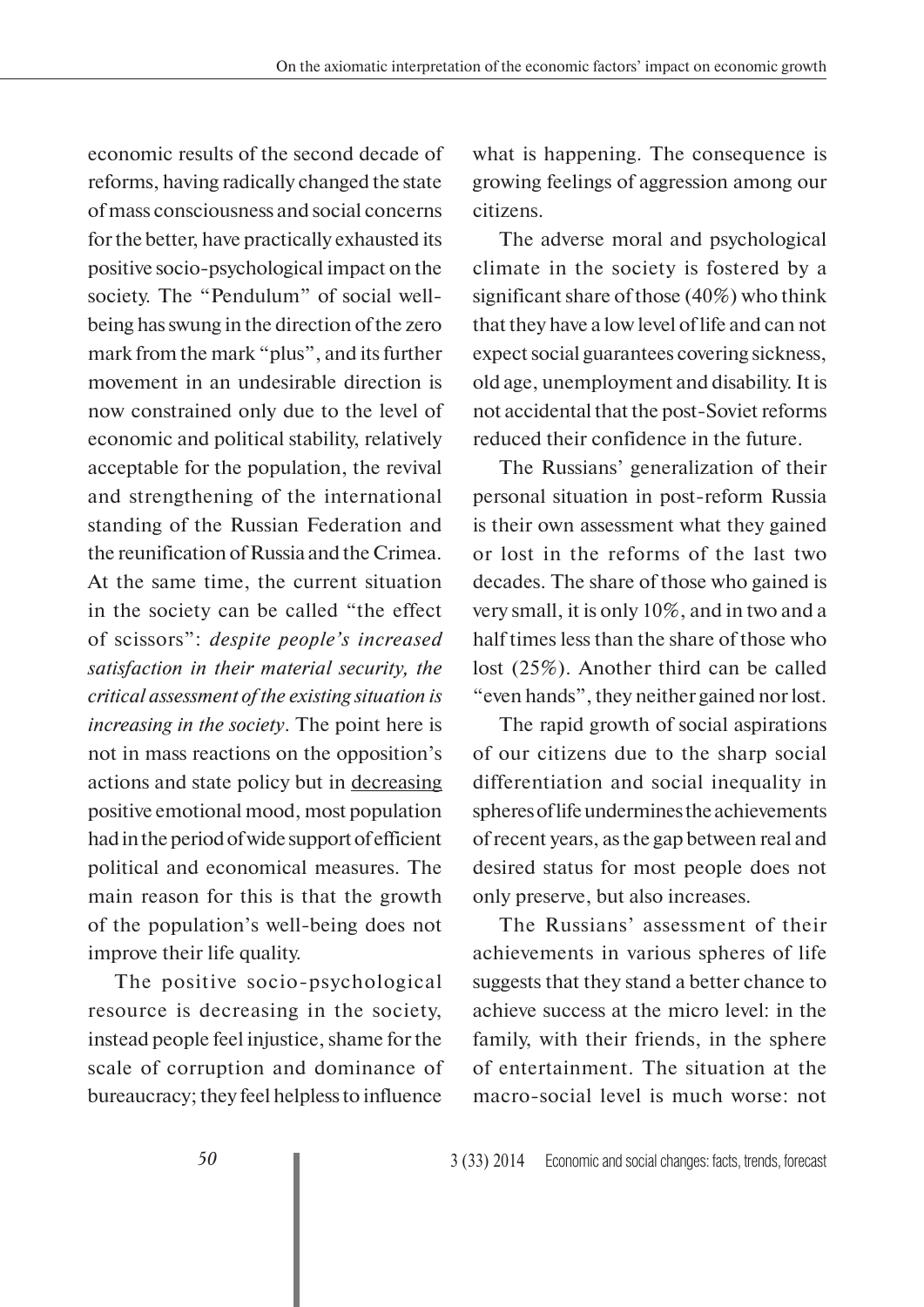economic results of the second decade of reforms, having radically changed the state of mass consciousness and social concerns for the better, have practically exhausted its positive socio-psychological impact on the society. The "Pendulum" of social well-being has swung in the direction of the zero mark from the mark "plus", and its further movement in an undesirable direction is now constrained only due to the level of economic and political stability, relatively acceptable for the population, the revival and strengthening of the international standing of the Russian Federation and the reunification of Russia and the Crimea. At the same time, the current situation in the society can be called "the effect of scissors": *despite people's increased satisfaction in their material security, the critical assessment of the existing situation is increasing in the society*. The point here is not in mass reactions on the opposition's actions and state policy but in decreasing positive emotional mood, most population had in the period of wide support of efficient political and economical measures. The main reason for this is that the growth of the population's well-being does not improve their life quality.

The positive socio-psychological resource is decreasing in the society, instead people feel injustice, shame for the scale of corruption and dominance of bureaucracy; they feel helpless to influence what is happening. The consequence is growing feelings of aggression among our citizens.

The adverse moral and psychological climate in the society is fostered by a significant share of those (40%) who think that they have a low level of life and can not expect social guarantees covering sickness, old age, unemployment and disability. It is not accidental that the post-Soviet reforms reduced their confidence in the future.

The Russians' generalization of their personal situation in post-reform Russia is their own assessment what they gained or lost in the reforms of the last two decades. The share of those who gained is very small, it is only 10%, and in two and a half times less than the share of those who lost (25%). Another third can be called "even hands", they neither gained nor lost.

The rapid growth of social aspirations of our citizens due to the sharp social differentiation and social inequality in spheres of life undermines the achievements of recent years, as the gap between real and desired status for most people does not only preserve, but also increases.

The Russians' assessment of their achievements in various spheres of life suggests that they stand a better chance to achieve success at the micro level: in the family, with their friends, in the sphere of entertainment. The situation at the macro-social level is much worse: not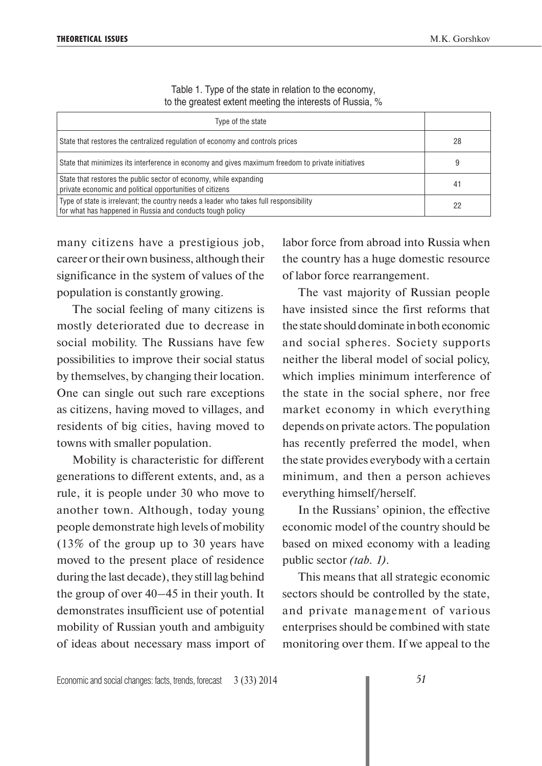Table 1. Type of the state in relation to the economy, to the greatest extent meeting the interests of Russia, %

| Type of the state | |
|---|---|
| State that restores the centralized regulation of economy and controls prices | 28 |
| State that minimizes its interference in economy and gives maximum freedom to private initiatives | 9 |
| State that restores the public sector of economy, while expanding private economic and political opportunities of citizens | 41 |
| Type of state is irrelevant; the country needs a leader who takes full responsibility for what has happened in Russia and conducts tough policy | 22 |

many citizens have a prestigious job, career or their own business, although their significance in the system of values of the population is constantly growing.

The social feeling of many citizens is mostly deteriorated due to decrease in social mobility. The Russians have few possibilities to improve their social status by themselves, by changing their location. One can single out such rare exceptions as citizens, having moved to villages, and residents of big cities, having moved to towns with smaller population.

Mobility is characteristic for different generations to different extents, and, as a rule, it is people under 30 who move to another town. Although, today young people demonstrate high levels of mobility (13% of the group up to 30 years have moved to the present place of residence during the last decade), they still lag behind the group of over 40–45 in their youth. It demonstrates insufficient use of potential mobility of Russian youth and ambiguity of ideas about necessary mass import of labor force from abroad into Russia when the country has a huge domestic resource of labor force rearrangement.

The vast majority of Russian people have insisted since the first reforms that the state should dominate in both economic and social spheres. Society supports neither the liberal model of social policy, which implies minimum interference of the state in the social sphere, nor free market economy in which everything depends on private actors. The population has recently preferred the model, when the state provides everybody with a certain minimum, and then a person achieves everything himself/herself.

In the Russians' opinion, the effective economic model of the country should be based on mixed economy with a leading public sector *(tab. 1)*.

This means that all strategic economic sectors should be controlled by the state, and private management of various enterprises should be combined with state monitoring over them. If we appeal to the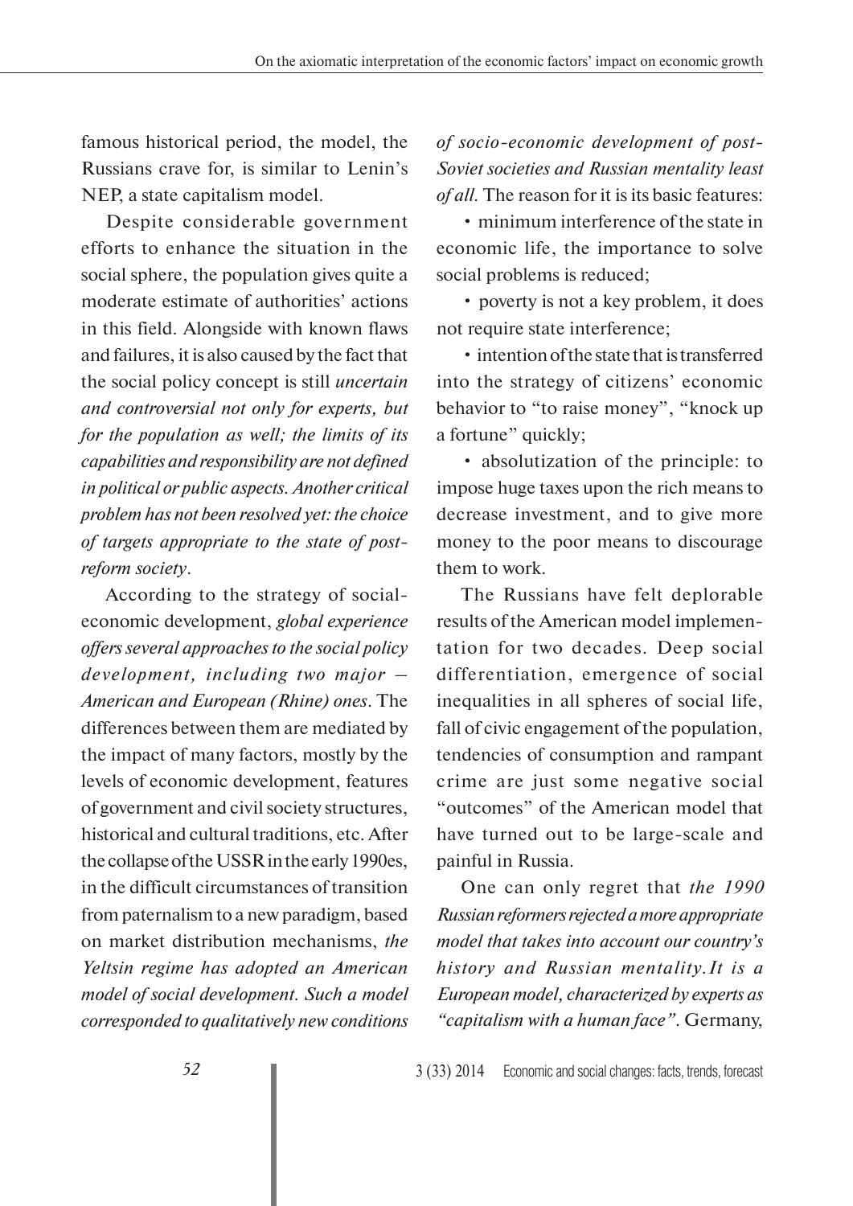famous historical period, the model, the Russians crave for, is similar to Lenin's NEP, a state capitalism model.

Despite considerable government efforts to enhance the situation in the social sphere, the population gives quite a moderate estimate of authorities' actions in this field. Alongside with known flaws and failures, it is also caused by the fact that the social policy concept is still *uncertain and controversial not only for experts, but for the population as well; the limits of its capabilities and responsibility are not defined in political or public aspects. Another critical problem has not been resolved yet: the choice of targets appropriate to the state of post-reform society*.

According to the strategy of social-economic development, *global experience offers several approaches to the social policy development, including two major – American and European (Rhine) ones*. The differences between them are mediated by the impact of many factors, mostly by the levels of economic development, features of government and civil society structures, historical and cultural traditions, etc. After the collapse of the USSR in the early 1990es, in the difficult circumstances of transition from paternalism to a new paradigm, based on market distribution mechanisms, *the Yeltsin regime has adopted an American model of social development. Such a model corresponded to qualitatively new conditions of socio-economic development of post-Soviet societies and Russian mentality least of all.* The reason for it is its basic features:

- minimum interference of the state in economic life, the importance to solve social problems is reduced;
- poverty is not a key problem, it does not require state interference;
- intention of the state that is transferred into the strategy of citizens' economic behavior to "to raise money", "knock up a fortune" quickly;
- absolutization of the principle: to impose huge taxes upon the rich means to decrease investment, and to give more money to the poor means to discourage them to work.

The Russians have felt deplorable results of the American model implementation for two decades. Deep social differentiation, emergence of social inequalities in all spheres of social life, fall of civic engagement of the population, tendencies of consumption and rampant crime are just some negative social "outcomes" of the American model that have turned out to be large-scale and painful in Russia.

One can only regret that *the 1990 Russian reformers rejected a more appropriate model that takes into account our country's history and Russian mentality. It is a European model, characterized by experts as "capitalism with a human face"*. Germany,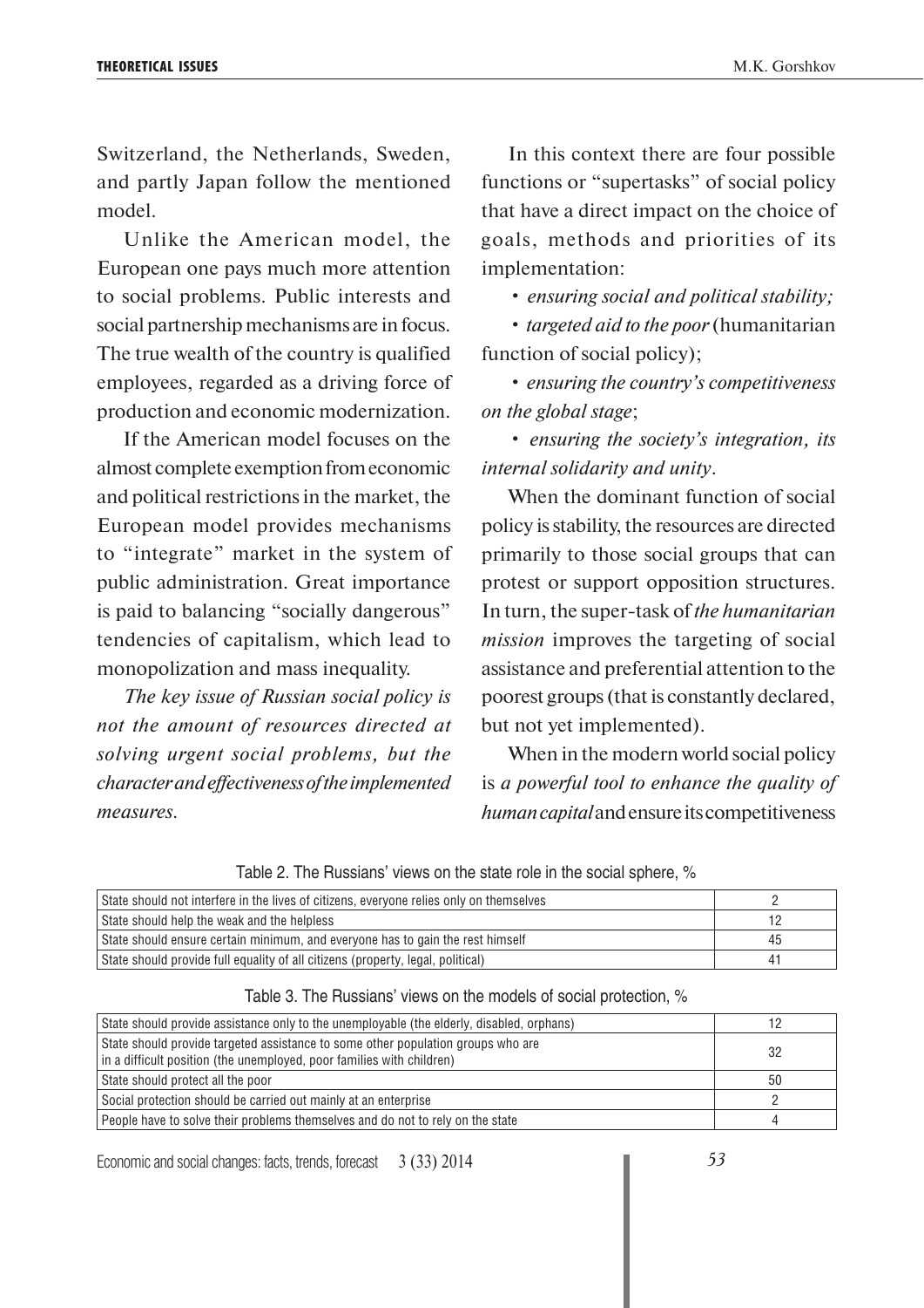Switzerland, the Netherlands, Sweden, and partly Japan follow the mentioned model.

Unlike the American model, the European one pays much more attention to social problems. Public interests and social partnership mechanisms are in focus. The true wealth of the country is qualified employees, regarded as a driving force of production and economic modernization.

If the American model focuses on the almost complete exemption from economic and political restrictions in the market, the European model provides mechanisms to "integrate" market in the system of public administration. Great importance is paid to balancing "socially dangerous" tendencies of capitalism, which lead to monopolization and mass inequality.

*The key issue of Russian social policy is not the amount of resources directed at solving urgent social problems, but the character and effectiveness of the implemented measures.*

In this context there are four possible functions or "supertasks" of social policy that have a direct impact on the choice of goals, methods and priorities of its implementation:

- *ensuring social and political stability;*
- *targeted aid to the poor* (humanitarian function of social policy);
- *ensuring the country's competitiveness on the global stage*;
- *ensuring the society's integration, its internal solidarity and unity*.

When the dominant function of social policy is stability, the resources are directed primarily to those social groups that can protest or support opposition structures. In turn, the super-task of *the humanitarian mission* improves the targeting of social assistance and preferential attention to the poorest groups (that is constantly declared, but not yet implemented).

When in the modern world social policy is *a powerful tool to enhance the quality of human capital* and ensure its competitiveness

Table 2. The Russians' views on the state role in the social sphere, %

| | |
|---|---|
| State should not interfere in the lives of citizens, everyone relies only on themselves | 2 |
| State should help the weak and the helpless | 12 |
| State should ensure certain minimum, and everyone has to gain the rest himself | 45 |
| State should provide full equality of all citizens (property, legal, political) | 41 |

Table 3. The Russians' views on the models of social protection, %

| | |
|---|---|
| State should provide assistance only to the unemployable (the elderly, disabled, orphans) | 12 |
| State should provide targeted assistance to some other population groups who are in a difficult position (the unemployed, poor families with children) | 32 |
| State should protect all the poor | 50 |
| Social protection should be carried out mainly at an enterprise | 2 |
| People have to solve their problems themselves and do not to rely on the state | 4 |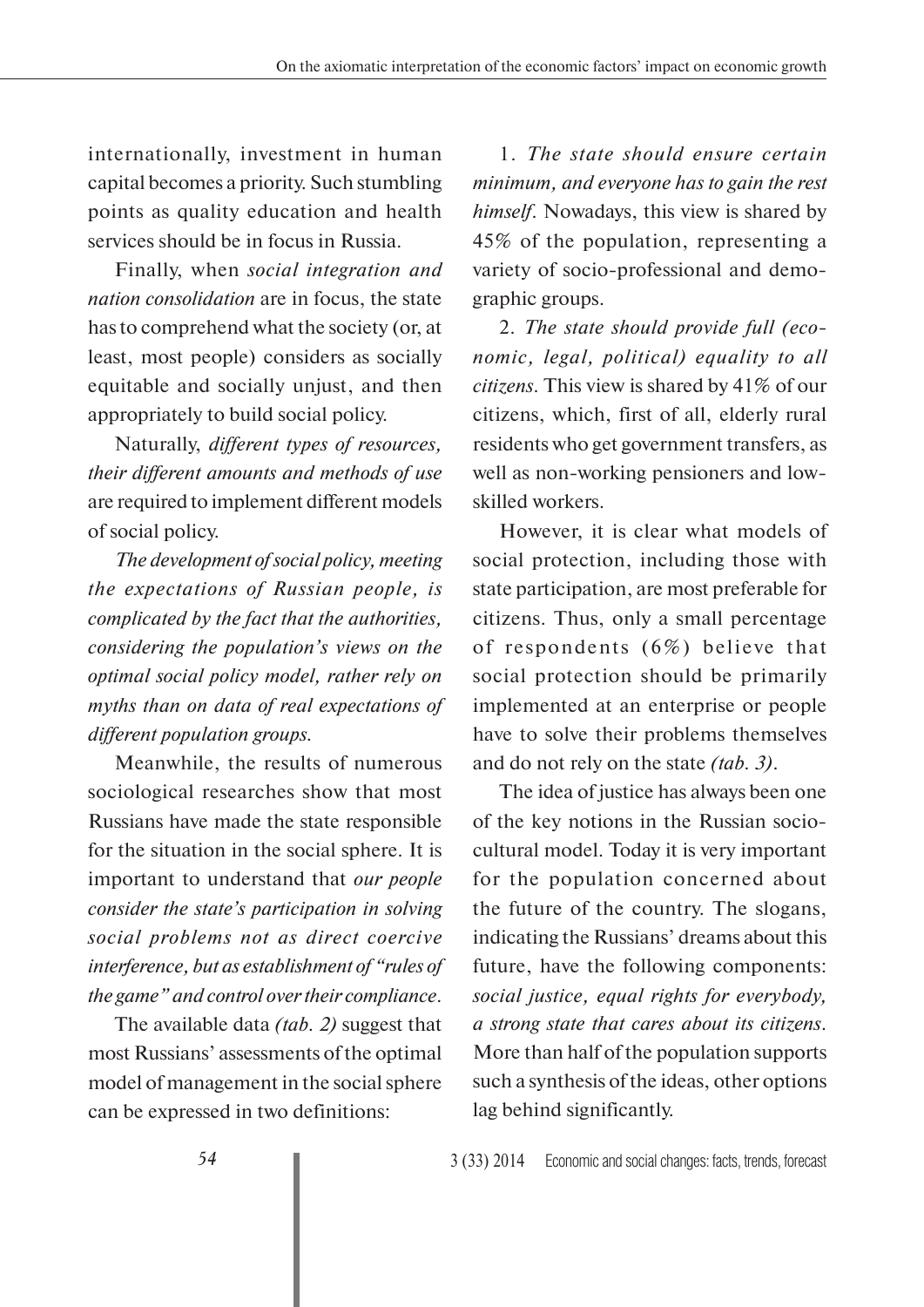internationally, investment in human capital becomes a priority. Such stumbling points as quality education and health services should be in focus in Russia.

Finally, when *social integration and nation consolidation* are in focus, the state has to comprehend what the society (or, at least, most people) considers as socially equitable and socially unjust, and then appropriately to build social policy.

Naturally, *different types of resources, their different amounts and methods of use* are required to implement different models of social policy.

*The development of social policy, meeting the expectations of Russian people, is complicated by the fact that the authorities, considering the population's views on the optimal social policy model, rather rely on myths than on data of real expectations of different population groups.*

Meanwhile, the results of numerous sociological researches show that most Russians have made the state responsible for the situation in the social sphere. It is important to understand that *our people consider the state's participation in solving social problems not as direct coercive interference, but as establishment of "rules of the game" and control over their compliance*.

The available data *(tab. 2)* suggest that most Russians' assessments of the optimal model of management in the social sphere can be expressed in two definitions:

1. *The state should ensure certain minimum, and everyone has to gain the rest himself*. Nowadays, this view is shared by 45% of the population, representing a variety of socio-professional and demographic groups.

2. *The state should provide full (economic, legal, political) equality to all citizens*. This view is shared by 41% of our citizens, which, first of all, elderly rural residents who get government transfers, as well as non-working pensioners and low-skilled workers.

However, it is clear what models of social protection, including those with state participation, are most preferable for citizens. Thus, only a small percentage of respondents (6%) believe that social protection should be primarily implemented at an enterprise or people have to solve their problems themselves and do not rely on the state *(tab. 3)*.

The idea of justice has always been one of the key notions in the Russian socio-cultural model. Today it is very important for the population concerned about the future of the country. The slogans, indicating the Russians' dreams about this future, have the following components: *social justice, equal rights for everybody, a strong state that cares about its citizens*. More than half of the population supports such a synthesis of the ideas, other options lag behind significantly.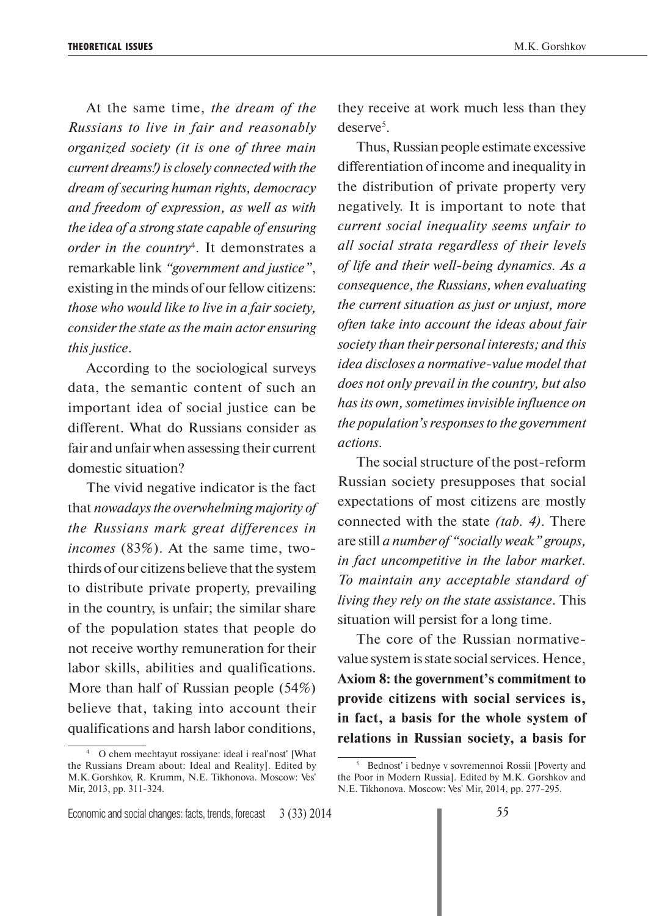At the same time, *the dream of the Russians to live in fair and reasonably organized society (it is one of three main current dreams!) is closely connected with the dream of securing human rights, democracy and freedom of expression, as well as with the idea of a strong state capable of ensuring order in the country*[4]. It demonstrates a remarkable link *"government and justice"*, existing in the minds of our fellow citizens: *those who would like to live in a fair society, consider the state as the main actor ensuring this justice*.

According to the sociological surveys data, the semantic content of such an important idea of social justice can be different. What do Russians consider as fair and unfair when assessing their current domestic situation?

The vivid negative indicator is the fact that *nowadays the overwhelming majority of the Russians mark great differences in incomes* (83%). At the same time, two-thirds of our citizens believe that the system to distribute private property, prevailing in the country, is unfair; the similar share of the population states that people do not receive worthy remuneration for their labor skills, abilities and qualifications. More than half of Russian people (54%) believe that, taking into account their qualifications and harsh labor conditions, they receive at work much less than they deserve[5].

Thus, Russian people estimate excessive differentiation of income and inequality in the distribution of private property very negatively. It is important to note that *current social inequality seems unfair to all social strata regardless of their levels of life and their well-being dynamics. As a consequence, the Russians, when evaluating the current situation as just or unjust, more often take into account the ideas about fair society than their personal interests; and this idea discloses a normative-value model that does not only prevail in the country, but also has its own, sometimes invisible influence on the population's responses to the government actions*.

The social structure of the post-reform Russian society presupposes that social expectations of most citizens are mostly connected with the state *(tab. 4)*. There are still *a number of "socially weak" groups, in fact uncompetitive in the labor market. To maintain any acceptable standard of living they rely on the state assistance*. This situation will persist for a long time.

The core of the Russian normative-value system is state social services. Hence, **Axiom 8: the government's commitment to provide citizens with social services is, in fact, a basis for the whole system of relations in Russian society, a basis for**

---

[4] O chem mechtayut rossiyane: ideal i real'nost' [What the Russians Dream about: Ideal and Reality]. Edited by M.K. Gorshkov, R. Krumm, N.E. Tikhonova. Moscow: Ves' Mir, 2013, pp. 311-324.

[5] Bednost' i bednye v sovremennoi Rossii [Poverty and the Poor in Modern Russia]. Edited by M.K. Gorshkov and N.E. Tikhonova. Moscow: Ves' Mir, 2014, pp. 277-295.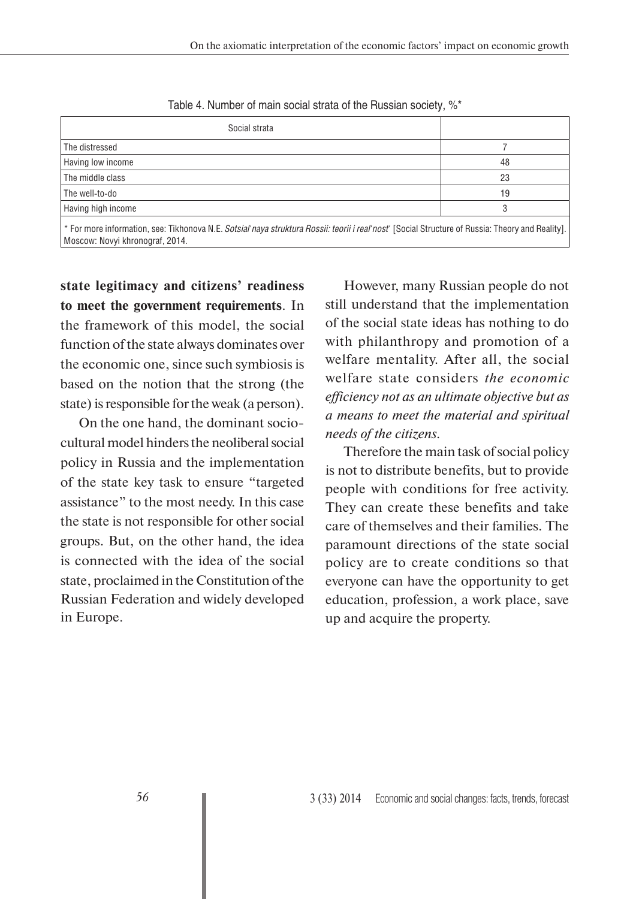Table 4. Number of main social strata of the Russian society, %*

| Social strata | |
|---|---|
| The distressed | 7 |
| Having low income | 48 |
| The middle class | 23 |
| The well-to-do | 19 |
| Having high income | 3 |

\* For more information, see: Tikhonova N.E. *Sotsial'naya struktura Rossii: teorii i real'nost'* [Social Structure of Russia: Theory and Reality]. Moscow: Novyi khronograf, 2014.

**state legitimacy and citizens' readiness to meet the government requirements**. In the framework of this model, the social function of the state always dominates over the economic one, since such symbiosis is based on the notion that the strong (the state) is responsible for the weak (a person).

On the one hand, the dominant socio-cultural model hinders the neoliberal social policy in Russia and the implementation of the state key task to ensure "targeted assistance" to the most needy. In this case the state is not responsible for other social groups. But, on the other hand, the idea is connected with the idea of the social state, proclaimed in the Constitution of the Russian Federation and widely developed in Europe.

However, many Russian people do not still understand that the implementation of the social state ideas has nothing to do with philanthropy and promotion of a welfare mentality. After all, the social welfare state considers *the economic efficiency not as an ultimate objective but as a means to meet the material and spiritual needs of the citizens.*

Therefore the main task of social policy is not to distribute benefits, but to provide people with conditions for free activity. They can create these benefits and take care of themselves and their families. The paramount directions of the state social policy are to create conditions so that everyone can have the opportunity to get education, profession, a work place, save up and acquire the property.